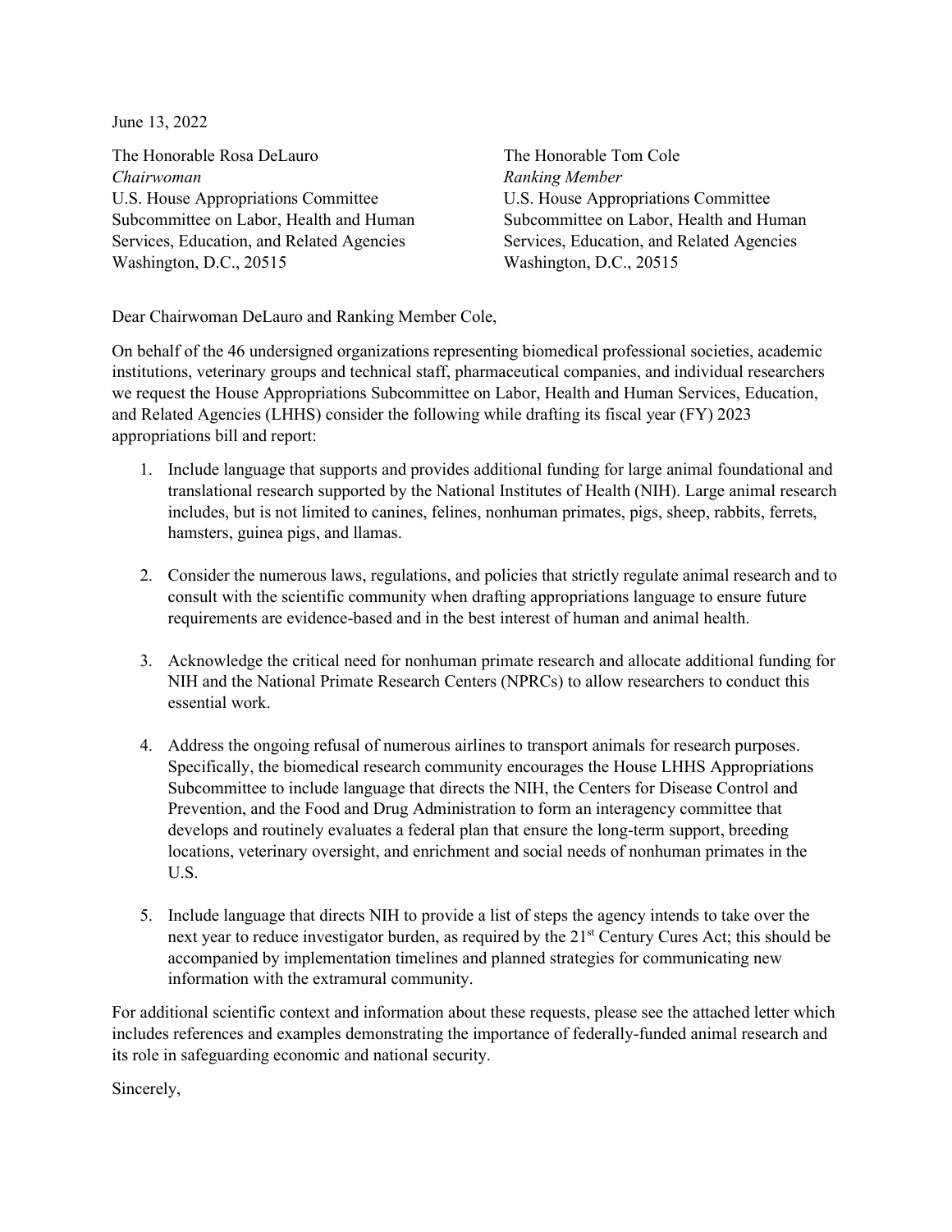June 13, 2022

The Honorable Rosa DeLauro
*Chairwoman*
U.S. House Appropriations Committee
Subcommittee on Labor, Health and Human Services, Education, and Related Agencies
Washington, D.C., 20515

The Honorable Tom Cole
*Ranking Member*
U.S. House Appropriations Committee
Subcommittee on Labor, Health and Human Services, Education, and Related Agencies
Washington, D.C., 20515

Dear Chairwoman DeLauro and Ranking Member Cole,

On behalf of the 46 undersigned organizations representing biomedical professional societies, academic institutions, veterinary groups and technical staff, pharmaceutical companies, and individual researchers we request the House Appropriations Subcommittee on Labor, Health and Human Services, Education, and Related Agencies (LHHS) consider the following while drafting its fiscal year (FY) 2023 appropriations bill and report:

1. Include language that supports and provides additional funding for large animal foundational and translational research supported by the National Institutes of Health (NIH). Large animal research includes, but is not limited to canines, felines, nonhuman primates, pigs, sheep, rabbits, ferrets, hamsters, guinea pigs, and llamas.

2. Consider the numerous laws, regulations, and policies that strictly regulate animal research and to consult with the scientific community when drafting appropriations language to ensure future requirements are evidence-based and in the best interest of human and animal health.

3. Acknowledge the critical need for nonhuman primate research and allocate additional funding for NIH and the National Primate Research Centers (NPRCs) to allow researchers to conduct this essential work.

4. Address the ongoing refusal of numerous airlines to transport animals for research purposes. Specifically, the biomedical research community encourages the House LHHS Appropriations Subcommittee to include language that directs the NIH, the Centers for Disease Control and Prevention, and the Food and Drug Administration to form an interagency committee that develops and routinely evaluates a federal plan that ensure the long-term support, breeding locations, veterinary oversight, and enrichment and social needs of nonhuman primates in the U.S.

5. Include language that directs NIH to provide a list of steps the agency intends to take over the next year to reduce investigator burden, as required by the 21st Century Cures Act; this should be accompanied by implementation timelines and planned strategies for communicating new information with the extramural community.

For additional scientific context and information about these requests, please see the attached letter which includes references and examples demonstrating the importance of federally-funded animal research and its role in safeguarding economic and national security.

Sincerely,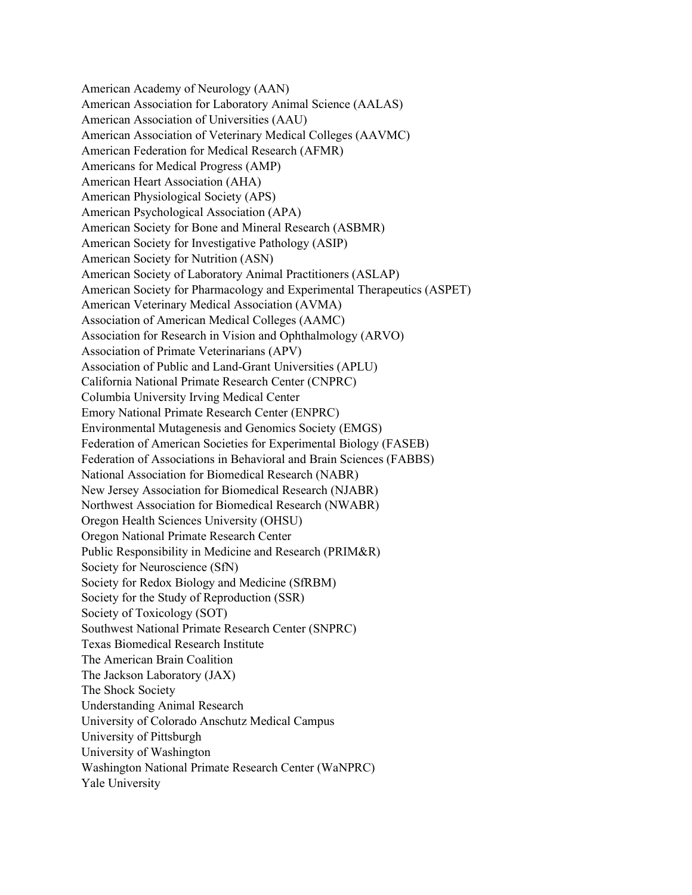American Academy of Neurology (AAN)
American Association for Laboratory Animal Science (AALAS)
American Association of Universities (AAU)
American Association of Veterinary Medical Colleges (AAVMC)
American Federation for Medical Research (AFMR)
Americans for Medical Progress (AMP)
American Heart Association (AHA)
American Physiological Society (APS)
American Psychological Association (APA)
American Society for Bone and Mineral Research (ASBMR)
American Society for Investigative Pathology (ASIP)
American Society for Nutrition (ASN)
American Society of Laboratory Animal Practitioners (ASLAP)
American Society for Pharmacology and Experimental Therapeutics (ASPET)
American Veterinary Medical Association (AVMA)
Association of American Medical Colleges (AAMC)
Association for Research in Vision and Ophthalmology (ARVO)
Association of Primate Veterinarians (APV)
Association of Public and Land-Grant Universities (APLU)
California National Primate Research Center (CNPRC)
Columbia University Irving Medical Center
Emory National Primate Research Center (ENPRC)
Environmental Mutagenesis and Genomics Society (EMGS)
Federation of American Societies for Experimental Biology (FASEB)
Federation of Associations in Behavioral and Brain Sciences (FABBS)
National Association for Biomedical Research (NABR)
New Jersey Association for Biomedical Research (NJABR)
Northwest Association for Biomedical Research (NWABR)
Oregon Health Sciences University (OHSU)
Oregon National Primate Research Center
Public Responsibility in Medicine and Research (PRIM&R)
Society for Neuroscience (SfN)
Society for Redox Biology and Medicine (SfRBM)
Society for the Study of Reproduction (SSR)
Society of Toxicology (SOT)
Southwest National Primate Research Center (SNPRC)
Texas Biomedical Research Institute
The American Brain Coalition
The Jackson Laboratory (JAX)
The Shock Society
Understanding Animal Research
University of Colorado Anschutz Medical Campus
University of Pittsburgh
University of Washington
Washington National Primate Research Center (WaNPRC)
Yale University